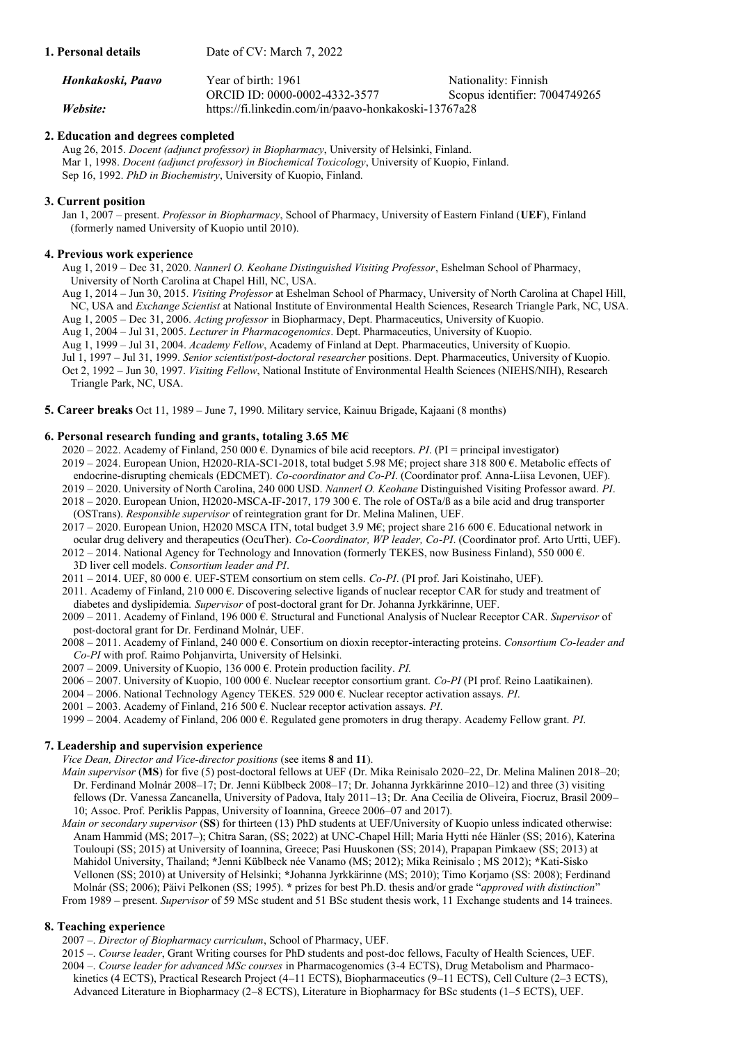**1. Personal details** Date of CV: March 7, 2022

| | | |
|---|---|---|
| ***Honkakoski, Paavo*** | Year of birth: 1961 | Nationality: Finnish |
| | ORCID ID: 0000-0002-4332-3577 | Scopus identifier: 7004749265 |
| ***Website:*** | https://fi.linkedin.com/in/paavo-honkakoski-13767a28 | |

**2. Education and degrees completed**

Aug 26, 2015. *Docent (adjunct professor) in Biopharmacy*, University of Helsinki, Finland.
Mar 1, 1998. *Docent (adjunct professor) in Biochemical Toxicology*, University of Kuopio, Finland.
Sep 16, 1992. *PhD in Biochemistry*, University of Kuopio, Finland.

**3. Current position**

Jan 1, 2007 – present. *Professor in Biopharmacy*, School of Pharmacy, University of Eastern Finland (**UEF**), Finland (formerly named University of Kuopio until 2010).

**4. Previous work experience**

Aug 1, 2019 – Dec 31, 2020. *Nannerl O. Keohane Distinguished Visiting Professor*, Eshelman School of Pharmacy, University of North Carolina at Chapel Hill, NC, USA.
Aug 1, 2014 – Jun 30, 2015. *Visiting Professor* at Eshelman School of Pharmacy, University of North Carolina at Chapel Hill, NC, USA and *Exchange Scientist* at National Institute of Environmental Health Sciences, Research Triangle Park, NC, USA.
Aug 1, 2005 – Dec 31, 2006. *Acting professor* in Biopharmacy, Dept. Pharmaceutics, University of Kuopio.
Aug 1, 2004 – Jul 31, 2005. *Lecturer in Pharmacogenomics*. Dept. Pharmaceutics, University of Kuopio.
Aug 1, 1999 – Jul 31, 2004. *Academy Fellow*, Academy of Finland at Dept. Pharmaceutics, University of Kuopio.
Jul 1, 1997 – Jul 31, 1999. *Senior scientist/post-doctoral researcher* positions. Dept. Pharmaceutics, University of Kuopio.
Oct 2, 1992 – Jun 30, 1997. *Visiting Fellow*, National Institute of Environmental Health Sciences (NIEHS/NIH), Research Triangle Park, NC, USA.

**5. Career breaks** Oct 11, 1989 – June 7, 1990. Military service, Kainuu Brigade, Kajaani (8 months)

**6. Personal research funding and grants, totaling 3.65 M€**

2020 – 2022. Academy of Finland, 250 000 €. Dynamics of bile acid receptors. *PI*. (PI = principal investigator)
2019 – 2024. European Union, H2020-RIA-SC1-2018, total budget 5.98 M€; project share 318 800 €. Metabolic effects of endocrine-disrupting chemicals (EDCMET). *Co-coordinator and Co-PI*. (Coordinator prof. Anna-Liisa Levonen, UEF).
2019 – 2020. University of North Carolina, 240 000 USD. *Nannerl O. Keohane* Distinguished Visiting Professor award. *PI*.
2018 – 2020. European Union, H2020-MSCA-IF-2017, 179 300 €. The role of OSTa/ß as a bile acid and drug transporter (OSTrans). *Responsible supervisor* of reintegration grant for Dr. Melina Malinen, UEF.
2017 – 2020. European Union, H2020 MSCA ITN, total budget 3.9 M€; project share 216 600 €. Educational network in ocular drug delivery and therapeutics (OcuTher). *Co-Coordinator, WP leader, Co-PI*. (Coordinator prof. Arto Urtti, UEF).
2012 – 2014. National Agency for Technology and Innovation (formerly TEKES, now Business Finland), 550 000 €. 3D liver cell models. *Consortium leader and PI*.
2011 – 2014. UEF, 80 000 €. UEF-STEM consortium on stem cells. *Co-PI*. (PI prof. Jari Koistinaho, UEF).
2011. Academy of Finland, 210 000 €. Discovering selective ligands of nuclear receptor CAR for study and treatment of diabetes and dyslipidemia*. Supervisor* of post-doctoral grant for Dr. Johanna Jyrkkärinne, UEF.
2009 – 2011. Academy of Finland, 196 000 €. Structural and Functional Analysis of Nuclear Receptor CAR. *Supervisor* of post-doctoral grant for Dr. Ferdinand Molnár, UEF.
2008 – 2011. Academy of Finland, 240 000 €. Consortium on dioxin receptor-interacting proteins. *Consortium Co-leader and Co-PI* with prof. Raimo Pohjanvirta, University of Helsinki.
2007 – 2009. University of Kuopio, 136 000 €. Protein production facility. *PI.*
2006 – 2007. University of Kuopio, 100 000 €. Nuclear receptor consortium grant. *Co-PI* (PI prof. Reino Laatikainen).
2004 – 2006. National Technology Agency TEKES. 529 000 €. Nuclear receptor activation assays. *PI*.
2001 – 2003. Academy of Finland, 216 500 €. Nuclear receptor activation assays. *PI*.
1999 – 2004. Academy of Finland, 206 000 €. Regulated gene promoters in drug therapy. Academy Fellow grant. *PI*.

**7. Leadership and supervision experience**

*Vice Dean, Director and Vice-director positions* (see items **8** and **11**).
*Main supervisor* (**MS**) for five (5) post-doctoral fellows at UEF (Dr. Mika Reinisalo 2020–22, Dr. Melina Malinen 2018–20; Dr. Ferdinand Molnár 2008–17; Dr. Jenni Küblbeck 2008–17; Dr. Johanna Jyrkkärinne 2010–12) and three (3) visiting fellows (Dr. Vanessa Zancanella, University of Padova, Italy 2011–13; Dr. Ana Cecilia de Oliveira, Fiocruz, Brasil 2009–10; Assoc. Prof. Periklis Pappas, University of Ioannina, Greece 2006–07 and 2017).
*Main or secondary supervisor* (**SS**) for thirteen (13) PhD students at UEF/University of Kuopio unless indicated otherwise: Anam Hammid (MS; 2017–); Chitra Saran, (SS; 2022) at UNC-Chapel Hill; Maria Hytti née Hänler (SS; 2016), Katerina Touloupi (SS; 2015) at University of Ioannina, Greece; Pasi Huuskonen (SS; 2014), Prapapan Pimkaew (SS; 2013) at Mahidol University, Thailand; *Jenni Küblbeck née Vanamo (MS; 2012); Mika Reinisalo ; MS 2012); *Kati-Sisko Vellonen (SS; 2010) at University of Helsinki; *Johanna Jyrkkärinne (MS; 2010); Timo Korjamo (SS: 2008); Ferdinand Molnár (SS; 2006); Päivi Pelkonen (SS; 1995). * prizes for best Ph.D. thesis and/or grade "*approved with distinction*"
From 1989 – present. *Supervisor* of 59 MSc student and 51 BSc student thesis work, 11 Exchange students and 14 trainees.

**8. Teaching experience**

2007 –. *Director of Biopharmacy curriculum*, School of Pharmacy, UEF.
2015 –. *Course leader*, Grant Writing courses for PhD students and post-doc fellows, Faculty of Health Sciences, UEF.
2004 –. *Course leader for advanced MSc courses* in Pharmacogenomics (3-4 ECTS), Drug Metabolism and Pharmacokinetics (4 ECTS), Practical Research Project (4–11 ECTS), Biopharmaceutics (9–11 ECTS), Cell Culture (2–3 ECTS), Advanced Literature in Biopharmacy (2–8 ECTS), Literature in Biopharmacy for BSc students (1–5 ECTS), UEF.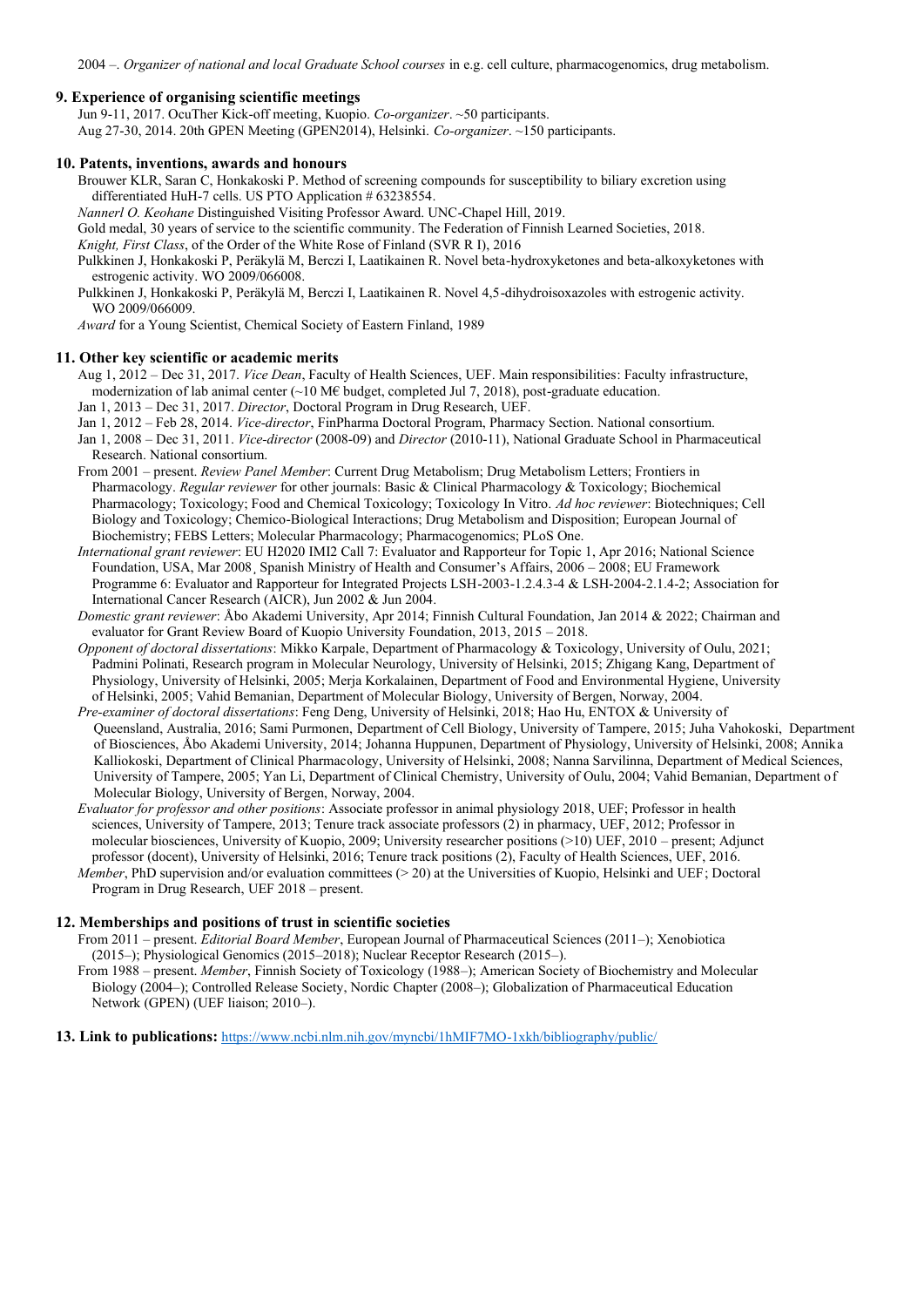2004 –. *Organizer of national and local Graduate School courses* in e.g. cell culture, pharmacogenomics, drug metabolism.

### 9. Experience of organising scientific meetings

Jun 9-11, 2017. OcuTher Kick-off meeting, Kuopio. *Co-organizer*. ~50 participants.
Aug 27-30, 2014. 20th GPEN Meeting (GPEN2014), Helsinki. *Co-organizer*. ~150 participants.

### 10. Patents, inventions, awards and honours

Brouwer KLR, Saran C, Honkakoski P. Method of screening compounds for susceptibility to biliary excretion using differentiated HuH-7 cells. US PTO Application # 63238554.
*Nannerl O. Keohane* Distinguished Visiting Professor Award. UNC-Chapel Hill, 2019.
Gold medal, 30 years of service to the scientific community. The Federation of Finnish Learned Societies, 2018.
*Knight, First Class*, of the Order of the White Rose of Finland (SVR R I), 2016
Pulkkinen J, Honkakoski P, Peräkylä M, Berczi I, Laatikainen R. Novel beta-hydroxyketones and beta-alkoxyketones with estrogenic activity. WO 2009/066008.
Pulkkinen J, Honkakoski P, Peräkylä M, Berczi I, Laatikainen R. Novel 4,5-dihydroisoxazoles with estrogenic activity. WO 2009/066009.
*Award* for a Young Scientist, Chemical Society of Eastern Finland, 1989

### 11. Other key scientific or academic merits

Aug 1, 2012 – Dec 31, 2017. *Vice Dean*, Faculty of Health Sciences, UEF. Main responsibilities: Faculty infrastructure, modernization of lab animal center (~10 M€ budget, completed Jul 7, 2018), post-graduate education.
Jan 1, 2013 – Dec 31, 2017. *Director*, Doctoral Program in Drug Research, UEF.
Jan 1, 2012 – Feb 28, 2014. *Vice-director*, FinPharma Doctoral Program, Pharmacy Section. National consortium.
Jan 1, 2008 – Dec 31, 2011. *Vice-director* (2008-09) and *Director* (2010-11), National Graduate School in Pharmaceutical Research. National consortium.
From 2001 – present. *Review Panel Member*: Current Drug Metabolism; Drug Metabolism Letters; Frontiers in Pharmacology. *Regular reviewer* for other journals: Basic & Clinical Pharmacology & Toxicology; Biochemical Pharmacology; Toxicology; Food and Chemical Toxicology; Toxicology In Vitro. *Ad hoc reviewer*: Biotechniques; Cell Biology and Toxicology; Chemico-Biological Interactions; Drug Metabolism and Disposition; European Journal of Biochemistry; FEBS Letters; Molecular Pharmacology; Pharmacogenomics; PLoS One.
*International grant reviewer*: EU H2020 IMI2 Call 7: Evaluator and Rapporteur for Topic 1, Apr 2016; National Science Foundation, USA, Mar 2008, Spanish Ministry of Health and Consumer's Affairs, 2006 – 2008; EU Framework Programme 6: Evaluator and Rapporteur for Integrated Projects LSH-2003-1.2.4.3-4 & LSH-2004-2.1.4-2; Association for International Cancer Research (AICR), Jun 2002 & Jun 2004.
*Domestic grant reviewer*: Åbo Akademi University, Apr 2014; Finnish Cultural Foundation, Jan 2014 & 2022; Chairman and evaluator for Grant Review Board of Kuopio University Foundation, 2013, 2015 – 2018.
*Opponent of doctoral dissertations*: Mikko Karpale, Department of Pharmacology & Toxicology, University of Oulu, 2021; Padmini Polinati, Research program in Molecular Neurology, University of Helsinki, 2015; Zhigang Kang, Department of Physiology, University of Helsinki, 2005; Merja Korkalainen, Department of Food and Environmental Hygiene, University of Helsinki, 2005; Vahid Bemanian, Department of Molecular Biology, University of Bergen, Norway, 2004.
*Pre-examiner of doctoral dissertations*: Feng Deng, University of Helsinki, 2018; Hao Hu, ENTOX & University of Queensland, Australia, 2016; Sami Purmonen, Department of Cell Biology, University of Tampere, 2015; Juha Vahokoski, Department of Biosciences, Åbo Akademi University, 2014; Johanna Huppunen, Department of Physiology, University of Helsinki, 2008; Annika Kalliokoski, Department of Clinical Pharmacology, University of Helsinki, 2008; Nanna Sarvilinna, Department of Medical Sciences, University of Tampere, 2005; Yan Li, Department of Clinical Chemistry, University of Oulu, 2004; Vahid Bemanian, Department of Molecular Biology, University of Bergen, Norway, 2004.
*Evaluator for professor and other positions*: Associate professor in animal physiology 2018, UEF; Professor in health sciences, University of Tampere, 2013; Tenure track associate professors (2) in pharmacy, UEF, 2012; Professor in molecular biosciences, University of Kuopio, 2009; University researcher positions (>10) UEF, 2010 – present; Adjunct professor (docent), University of Helsinki, 2016; Tenure track positions (2), Faculty of Health Sciences, UEF, 2016.
*Member*, PhD supervision and/or evaluation committees (> 20) at the Universities of Kuopio, Helsinki and UEF; Doctoral Program in Drug Research, UEF 2018 – present.

### 12. Memberships and positions of trust in scientific societies

From 2011 – present. *Editorial Board Member*, European Journal of Pharmaceutical Sciences (2011–); Xenobiotica (2015–); Physiological Genomics (2015–2018); Nuclear Receptor Research (2015–).
From 1988 – present. *Member*, Finnish Society of Toxicology (1988–); American Society of Biochemistry and Molecular Biology (2004–); Controlled Release Society, Nordic Chapter (2008–); Globalization of Pharmaceutical Education Network (GPEN) (UEF liaison; 2010–).

### 13. Link to publications: https://www.ncbi.nlm.nih.gov/myncbi/1hMIF7MO-1xkh/bibliography/public/